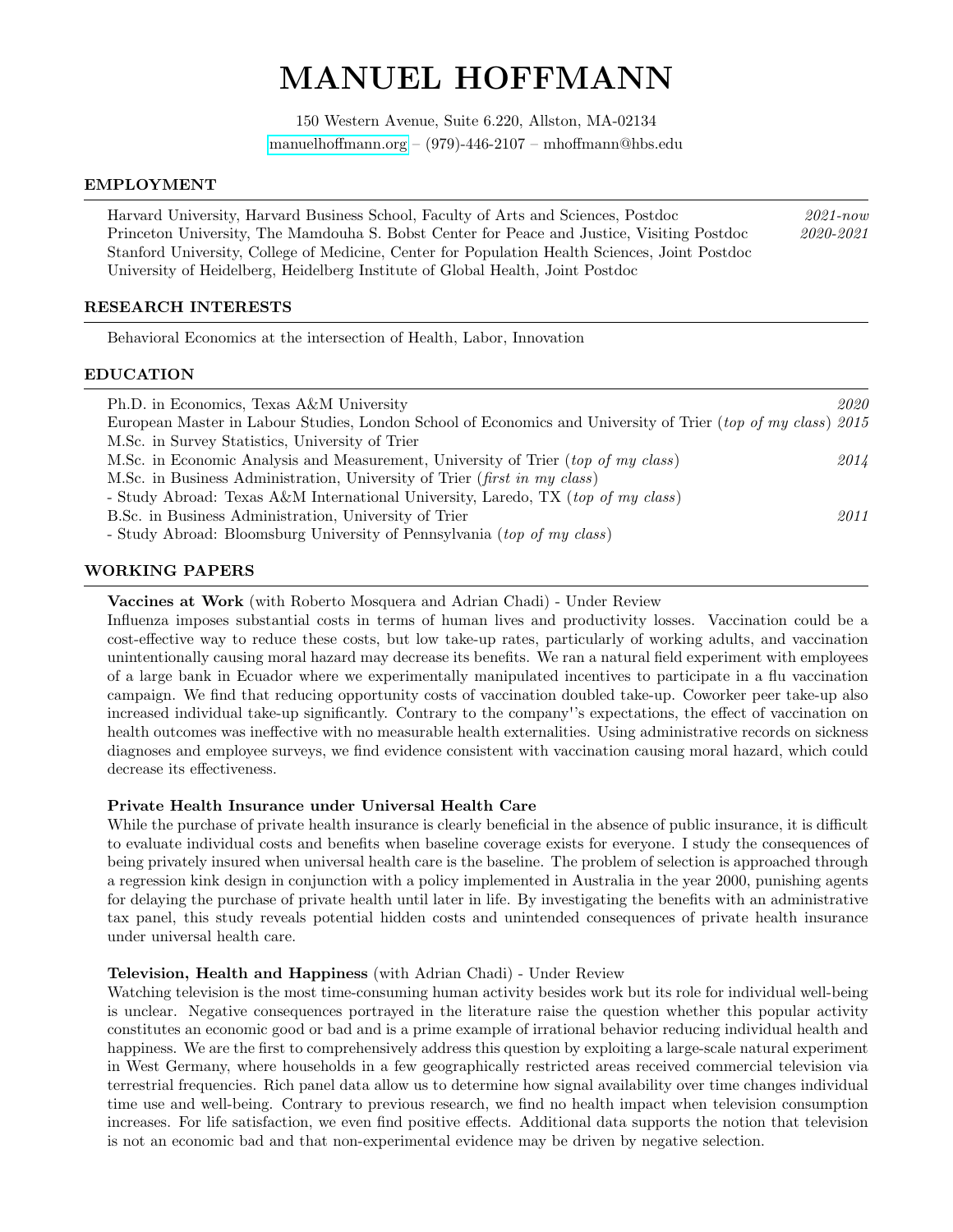# MANUEL HOFFMANN

150 Western Avenue, Suite 6.220, Allston, MA-02134
manuelhoffmann.org – (979)-446-2107 – mhoffmann@hbs.edu

## EMPLOYMENT

Harvard University, Harvard Business School, Faculty of Arts and Sciences, Postdoc *2021-now*
Princeton University, The Mamdouha S. Bobst Center for Peace and Justice, Visiting Postdoc *2020-2021*
Stanford University, College of Medicine, Center for Population Health Sciences, Joint Postdoc
University of Heidelberg, Heidelberg Institute of Global Health, Joint Postdoc

## RESEARCH INTERESTS

Behavioral Economics at the intersection of Health, Labor, Innovation

## EDUCATION

Ph.D. in Economics, Texas A&M University *2020*
European Master in Labour Studies, London School of Economics and University of Trier (*top of my class*) *2015*
M.Sc. in Survey Statistics, University of Trier
M.Sc. in Economic Analysis and Measurement, University of Trier (*top of my class*) *2014*
M.Sc. in Business Administration, University of Trier (*first in my class*)
- Study Abroad: Texas A&M International University, Laredo, TX (*top of my class*)

B.Sc. in Business Administration, University of Trier *2011*
- Study Abroad: Bloomsburg University of Pennsylvania (*top of my class*)

## WORKING PAPERS

**Vaccines at Work** (with Roberto Mosquera and Adrian Chadi) - Under Review
Influenza imposes substantial costs in terms of human lives and productivity losses. Vaccination could be a cost-effective way to reduce these costs, but low take-up rates, particularly of working adults, and vaccination unintentionally causing moral hazard may decrease its benefits. We ran a natural field experiment with employees of a large bank in Ecuador where we experimentally manipulated incentives to participate in a flu vaccination campaign. We find that reducing opportunity costs of vaccination doubled take-up. Coworker peer take-up also increased individual take-up significantly. Contrary to the company''s expectations, the effect of vaccination on health outcomes was ineffective with no measurable health externalities. Using administrative records on sickness diagnoses and employee surveys, we find evidence consistent with vaccination causing moral hazard, which could decrease its effectiveness.

**Private Health Insurance under Universal Health Care**
While the purchase of private health insurance is clearly beneficial in the absence of public insurance, it is difficult to evaluate individual costs and benefits when baseline coverage exists for everyone. I study the consequences of being privately insured when universal health care is the baseline. The problem of selection is approached through a regression kink design in conjunction with a policy implemented in Australia in the year 2000, punishing agents for delaying the purchase of private health until later in life. By investigating the benefits with an administrative tax panel, this study reveals potential hidden costs and unintended consequences of private health insurance under universal health care.

**Television, Health and Happiness** (with Adrian Chadi) - Under Review
Watching television is the most time-consuming human activity besides work but its role for individual well-being is unclear. Negative consequences portrayed in the literature raise the question whether this popular activity constitutes an economic good or bad and is a prime example of irrational behavior reducing individual health and happiness. We are the first to comprehensively address this question by exploiting a large-scale natural experiment in West Germany, where households in a few geographically restricted areas received commercial television via terrestrial frequencies. Rich panel data allow us to determine how signal availability over time changes individual time use and well-being. Contrary to previous research, we find no health impact when television consumption increases. For life satisfaction, we even find positive effects. Additional data supports the notion that television is not an economic bad and that non-experimental evidence may be driven by negative selection.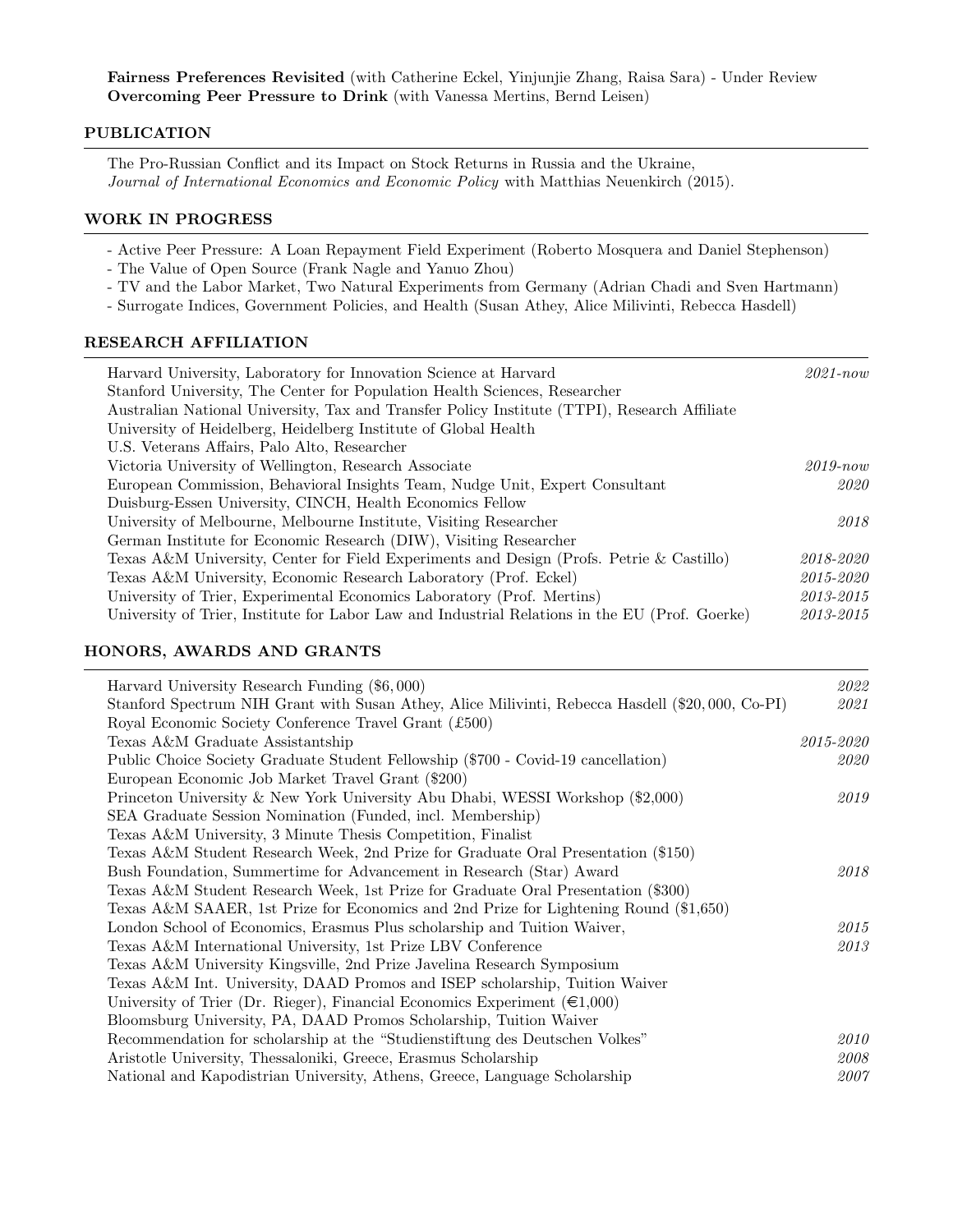**Fairness Preferences Revisited** (with Catherine Eckel, Yinjunjie Zhang, Raisa Sara) - Under Review
**Overcoming Peer Pressure to Drink** (with Vanessa Mertins, Bernd Leisen)

## PUBLICATION

The Pro-Russian Conflict and its Impact on Stock Returns in Russia and the Ukraine, *Journal of International Economics and Economic Policy* with Matthias Neuenkirch (2015).

## WORK IN PROGRESS

- Active Peer Pressure: A Loan Repayment Field Experiment (Roberto Mosquera and Daniel Stephenson)
- The Value of Open Source (Frank Nagle and Yanuo Zhou)
- TV and the Labor Market, Two Natural Experiments from Germany (Adrian Chadi and Sven Hartmann)
- Surrogate Indices, Government Policies, and Health (Susan Athey, Alice Milivinti, Rebecca Hasdell)

## RESEARCH AFFILIATION

| | |
|---|---|
| Harvard University, Laboratory for Innovation Science at Harvard | *2021-now* |
| Stanford University, The Center for Population Health Sciences, Researcher | |
| Australian National University, Tax and Transfer Policy Institute (TTPI), Research Affiliate | |
| University of Heidelberg, Heidelberg Institute of Global Health | |
| U.S. Veterans Affairs, Palo Alto, Researcher | |
| Victoria University of Wellington, Research Associate | *2019-now* |
| European Commission, Behavioral Insights Team, Nudge Unit, Expert Consultant | *2020* |
| Duisburg-Essen University, CINCH, Health Economics Fellow | |
| University of Melbourne, Melbourne Institute, Visiting Researcher | *2018* |
| German Institute for Economic Research (DIW), Visiting Researcher | |
| Texas A&M University, Center for Field Experiments and Design (Profs. Petrie & Castillo) | *2018-2020* |
| Texas A&M University, Economic Research Laboratory (Prof. Eckel) | *2015-2020* |
| University of Trier, Experimental Economics Laboratory (Prof. Mertins) | *2013-2015* |
| University of Trier, Institute for Labor Law and Industrial Relations in the EU (Prof. Goerke) | *2013-2015* |

## HONORS, AWARDS AND GRANTS

| | |
|---|---|
| Harvard University Research Funding ($6,000) | *2022* |
| Stanford Spectrum NIH Grant with Susan Athey, Alice Milivinti, Rebecca Hasdell ($20,000, Co-PI) | *2021* |
| Royal Economic Society Conference Travel Grant (£500) | |
| Texas A&M Graduate Assistantship | *2015-2020* |
| Public Choice Society Graduate Student Fellowship ($700 - Covid-19 cancellation) | *2020* |
| European Economic Job Market Travel Grant ($200) | |
| Princeton University & New York University Abu Dhabi, WESSI Workshop ($2,000) | *2019* |
| SEA Graduate Session Nomination (Funded, incl. Membership) | |
| Texas A&M University, 3 Minute Thesis Competition, Finalist | |
| Texas A&M Student Research Week, 2nd Prize for Graduate Oral Presentation ($150) | |
| Bush Foundation, Summertime for Advancement in Research (Star) Award | *2018* |
| Texas A&M Student Research Week, 1st Prize for Graduate Oral Presentation ($300) | |
| Texas A&M SAAER, 1st Prize for Economics and 2nd Prize for Lightening Round ($1,650) | |
| London School of Economics, Erasmus Plus scholarship and Tuition Waiver, | *2015* |
| Texas A&M International University, 1st Prize LBV Conference | *2013* |
| Texas A&M University Kingsville, 2nd Prize Javelina Research Symposium | |
| Texas A&M Int. University, DAAD Promos and ISEP scholarship, Tuition Waiver | |
| University of Trier (Dr. Rieger), Financial Economics Experiment (€1,000) | |
| Bloomsburg University, PA, DAAD Promos Scholarship, Tuition Waiver | |
| Recommendation for scholarship at the "Studienstiftung des Deutschen Volkes" | *2010* |
| Aristotle University, Thessaloniki, Greece, Erasmus Scholarship | *2008* |
| National and Kapodistrian University, Athens, Greece, Language Scholarship | *2007* |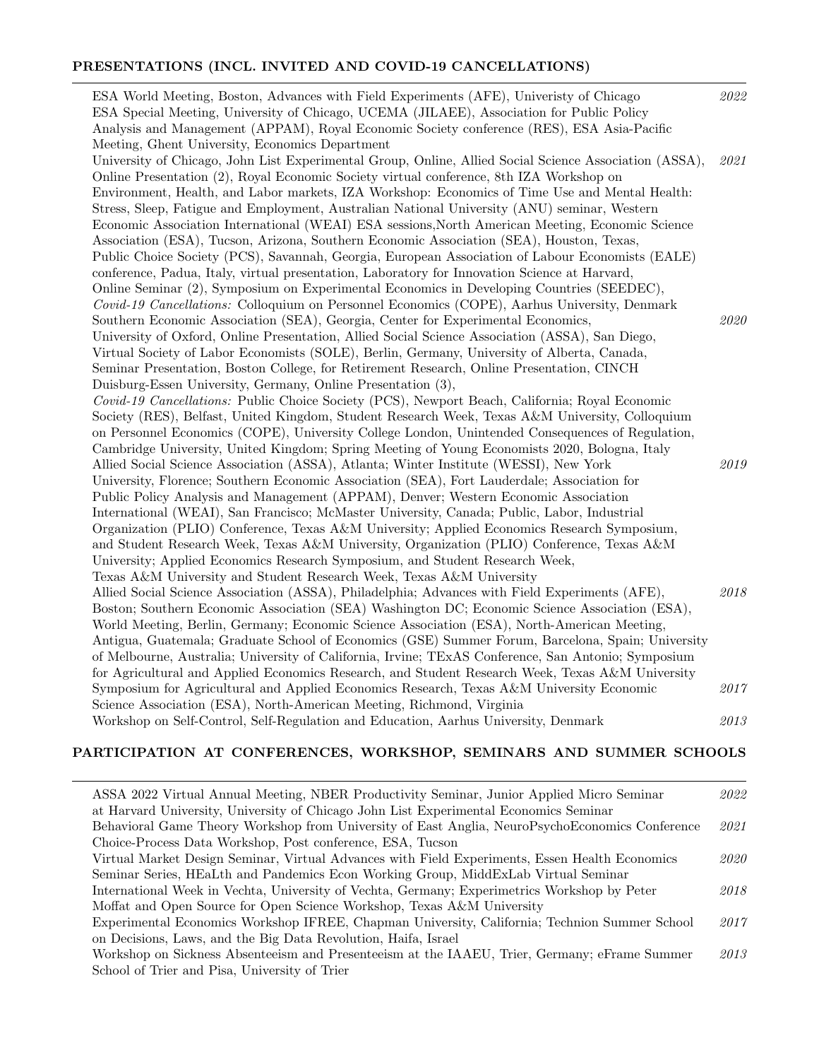## PRESENTATIONS (INCL. INVITED AND COVID-19 CANCELLATIONS)

ESA World Meeting, Boston, Advances with Field Experiments (AFE), Univeristy of Chicago ESA Special Meeting, University of Chicago, UCEMA (JILAEE), Association for Public Policy Analysis and Management (APPAM), Royal Economic Society conference (RES), ESA Asia-Pacific Meeting, Ghent University, Economics Department *2022*

University of Chicago, John List Experimental Group, Online, Allied Social Science Association (ASSA), Online Presentation (2), Royal Economic Society virtual conference, 8th IZA Workshop on Environment, Health, and Labor markets, IZA Workshop: Economics of Time Use and Mental Health: Stress, Sleep, Fatigue and Employment, Australian National University (ANU) seminar, Western Economic Association International (WEAI) ESA sessions,North American Meeting, Economic Science Association (ESA), Tucson, Arizona, Southern Economic Association (SEA), Houston, Texas, Public Choice Society (PCS), Savannah, Georgia, European Association of Labour Economists (EALE) conference, Padua, Italy, virtual presentation, Laboratory for Innovation Science at Harvard, Online Seminar (2), Symposium on Experimental Economics in Developing Countries (SEEDEC), *Covid-19 Cancellations:* Colloquium on Personnel Economics (COPE), Aarhus University, Denmark *2021*

Southern Economic Association (SEA), Georgia, Center for Experimental Economics, University of Oxford, Online Presentation, Allied Social Science Association (ASSA), San Diego, Virtual Society of Labor Economists (SOLE), Berlin, Germany, University of Alberta, Canada, Seminar Presentation, Boston College, for Retirement Research, Online Presentation, CINCH Duisburg-Essen University, Germany, Online Presentation (3), *Covid-19 Cancellations:* Public Choice Society (PCS), Newport Beach, California; Royal Economic Society (RES), Belfast, United Kingdom, Student Research Week, Texas A&M University, Colloquium on Personnel Economics (COPE), University College London, Unintended Consequences of Regulation, Cambridge University, United Kingdom; Spring Meeting of Young Economists 2020, Bologna, Italy *2020*

Allied Social Science Association (ASSA), Atlanta; Winter Institute (WESSI), New York University, Florence; Southern Economic Association (SEA), Fort Lauderdale; Association for Public Policy Analysis and Management (APPAM), Denver; Western Economic Association International (WEAI), San Francisco; McMaster University, Canada; Public, Labor, Industrial Organization (PLIO) Conference, Texas A&M University; Applied Economics Research Symposium, and Student Research Week, Texas A&M University, Organization (PLIO) Conference, Texas A&M University; Applied Economics Research Symposium, and Student Research Week, Texas A&M University and Student Research Week, Texas A&M University *2019*

Allied Social Science Association (ASSA), Philadelphia; Advances with Field Experiments (AFE), Boston; Southern Economic Association (SEA) Washington DC; Economic Science Association (ESA), World Meeting, Berlin, Germany; Economic Science Association (ESA), North-American Meeting, Antigua, Guatemala; Graduate School of Economics (GSE) Summer Forum, Barcelona, Spain; University of Melbourne, Australia; University of California, Irvine; TExAS Conference, San Antonio; Symposium for Agricultural and Applied Economics Research, and Student Research Week, Texas A&M University *2018*

Symposium for Agricultural and Applied Economics Research, Texas A&M University Economic Science Association (ESA), North-American Meeting, Richmond, Virginia *2017*

Workshop on Self-Control, Self-Regulation and Education, Aarhus University, Denmark *2013*

## PARTICIPATION AT CONFERENCES, WORKSHOP, SEMINARS AND SUMMER SCHOOLS

ASSA 2022 Virtual Annual Meeting, NBER Productivity Seminar, Junior Applied Micro Seminar at Harvard University, University of Chicago John List Experimental Economics Seminar *2022*

Behavioral Game Theory Workshop from University of East Anglia, NeuroPsychoEconomics Conference Choice-Process Data Workshop, Post conference, ESA, Tucson *2021*

Virtual Market Design Seminar, Virtual Advances with Field Experiments, Essen Health Economics Seminar Series, HEaLth and Pandemics Econ Working Group, MiddExLab Virtual Seminar *2020*

International Week in Vechta, University of Vechta, Germany; Experimetrics Workshop by Peter Moffat and Open Source for Open Science Workshop, Texas A&M University *2018*

Experimental Economics Workshop IFREE, Chapman University, California; Technion Summer School on Decisions, Laws, and the Big Data Revolution, Haifa, Israel *2017*

Workshop on Sickness Absenteeism and Presenteeism at the IAAEU, Trier, Germany; eFrame Summer School of Trier and Pisa, University of Trier *2013*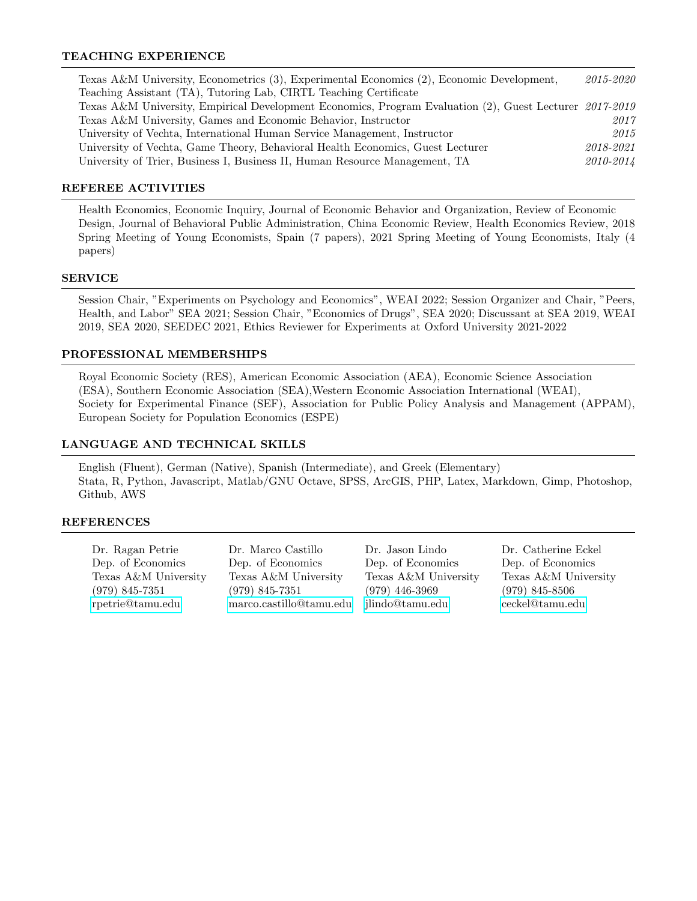## TEACHING EXPERIENCE

| | |
|---|---|
| Texas A&M University, Econometrics (3), Experimental Economics (2), Economic Development, Teaching Assistant (TA), Tutoring Lab, CIRTL Teaching Certificate | *2015-2020* |
| Texas A&M University, Empirical Development Economics, Program Evaluation (2), Guest Lecturer | *2017-2019* |
| Texas A&M University, Games and Economic Behavior, Instructor | *2017* |
| University of Vechta, International Human Service Management, Instructor | *2015* |
| University of Vechta, Game Theory, Behavioral Health Economics, Guest Lecturer | *2018-2021* |
| University of Trier, Business I, Business II, Human Resource Management, TA | *2010-2014* |

## REFEREE ACTIVITIES

Health Economics, Economic Inquiry, Journal of Economic Behavior and Organization, Review of Economic Design, Journal of Behavioral Public Administration, China Economic Review, Health Economics Review, 2018 Spring Meeting of Young Economists, Spain (7 papers), 2021 Spring Meeting of Young Economists, Italy (4 papers)

## SERVICE

Session Chair, "Experiments on Psychology and Economics", WEAI 2022; Session Organizer and Chair, "Peers, Health, and Labor" SEA 2021; Session Chair, "Economics of Drugs", SEA 2020; Discussant at SEA 2019, WEAI 2019, SEA 2020, SEEDEC 2021, Ethics Reviewer for Experiments at Oxford University 2021-2022

## PROFESSIONAL MEMBERSHIPS

Royal Economic Society (RES), American Economic Association (AEA), Economic Science Association (ESA), Southern Economic Association (SEA),Western Economic Association International (WEAI), Society for Experimental Finance (SEF), Association for Public Policy Analysis and Management (APPAM), European Society for Population Economics (ESPE)

## LANGUAGE AND TECHNICAL SKILLS

English (Fluent), German (Native), Spanish (Intermediate), and Greek (Elementary)
Stata, R, Python, Javascript, Matlab/GNU Octave, SPSS, ArcGIS, PHP, Latex, Markdown, Gimp, Photoshop, Github, AWS

## REFERENCES

Dr. Ragan Petrie
Dep. of Economics
Texas A&M University
(979) 845-7351
rpetrie@tamu.edu

Dr. Marco Castillo
Dep. of Economics
Texas A&M University
(979) 845-7351
marco.castillo@tamu.edu

Dr. Jason Lindo
Dep. of Economics
Texas A&M University
(979) 446-3969
jlindo@tamu.edu

Dr. Catherine Eckel
Dep. of Economics
Texas A&M University
(979) 845-8506
ceckel@tamu.edu